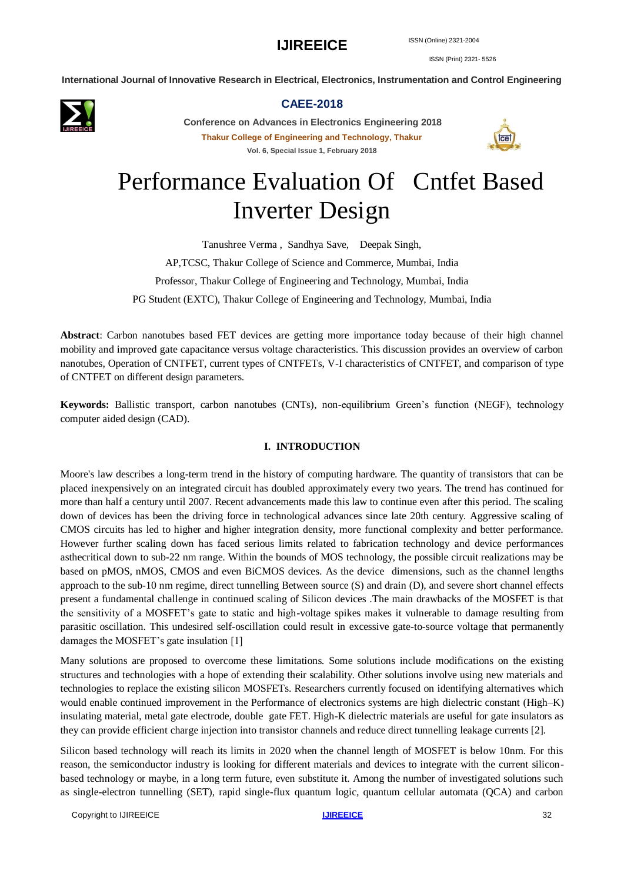# Performance Evaluation Of Cntfet Based Inverter Design

Tanushree Verma , Sandhya Save, Deepak Singh,

AP,TCSC, Thakur College of Science and Commerce, Mumbai, India

Professor, Thakur College of Engineering and Technology, Mumbai, India

PG Student (EXTC), Thakur College of Engineering and Technology, Mumbai, India

**Abstract**: Carbon nanotubes based FET devices are getting more importance today because of their high channel mobility and improved gate capacitance versus voltage characteristics. This discussion provides an overview of carbon nanotubes, Operation of CNTFET, current types of CNTFETs, V-I characteristics of CNTFET, and comparison of type of CNTFET on different design parameters.

**Keywords:** Ballistic transport, carbon nanotubes (CNTs), non-equilibrium Green's function (NEGF), technology computer aided design (CAD).

## I. INTRODUCTION

Moore's law describes a long-term trend in the history of computing hardware. The quantity of transistors that can be placed inexpensively on an integrated circuit has doubled approximately every two years. The trend has continued for more than half a century until 2007. Recent advancements made this law to continue even after this period. The scaling down of devices has been the driving force in technological advances since late 20th century. Aggressive scaling of CMOS circuits has led to higher and higher integration density, more functional complexity and better performance. However further scaling down has faced serious limits related to fabrication technology and device performances asthecritical down to sub-22 nm range. Within the bounds of MOS technology, the possible circuit realizations may be based on pMOS, nMOS, CMOS and even BiCMOS devices. As the device dimensions, such as the channel lengths approach to the sub-10 nm regime, direct tunnelling Between source (S) and drain (D), and severe short channel effects present a fundamental challenge in continued scaling of Silicon devices .The main drawbacks of the MOSFET is that the sensitivity of a MOSFET's gate to static and high-voltage spikes makes it vulnerable to damage resulting from parasitic oscillation. This undesired self-oscillation could result in excessive gate-to-source voltage that permanently damages the MOSFET's gate insulation [1]

Many solutions are proposed to overcome these limitations. Some solutions include modifications on the existing structures and technologies with a hope of extending their scalability. Other solutions involve using new materials and technologies to replace the existing silicon MOSFETs. Researchers currently focused on identifying alternatives which would enable continued improvement in the Performance of electronics systems are high dielectric constant (High–K) insulating material, metal gate electrode, double gate FET. High-K dielectric materials are useful for gate insulators as they can provide efficient charge injection into transistor channels and reduce direct tunnelling leakage currents [2].

Silicon based technology will reach its limits in 2020 when the channel length of MOSFET is below 10nm. For this reason, the semiconductor industry is looking for different materials and devices to integrate with the current silicon-based technology or maybe, in a long term future, even substitute it. Among the number of investigated solutions such as single-electron tunnelling (SET), rapid single-flux quantum logic, quantum cellular automata (QCA) and carbon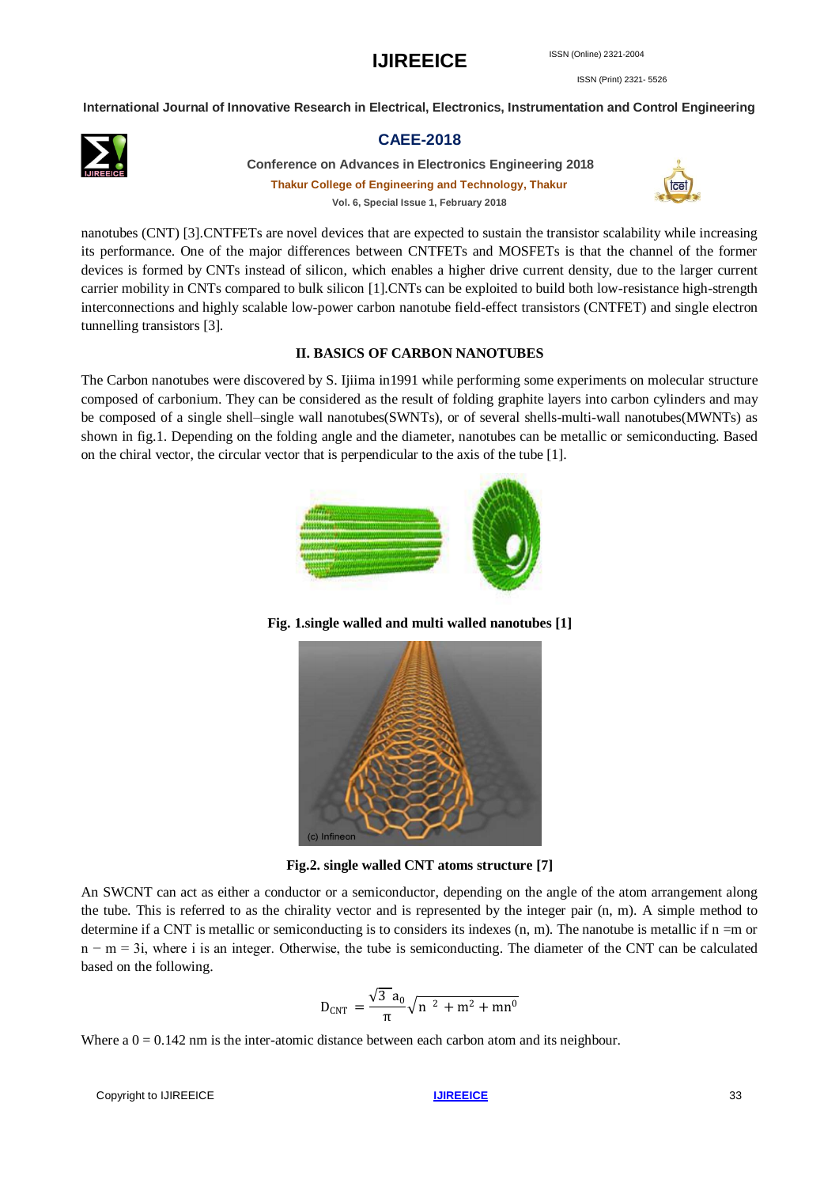nanotubes (CNT) [3].CNTFETs are novel devices that are expected to sustain the transistor scalability while increasing its performance. One of the major differences between CNTFETs and MOSFETs is that the channel of the former devices is formed by CNTs instead of silicon, which enables a higher drive current density, due to the larger current carrier mobility in CNTs compared to bulk silicon [1].CNTs can be exploited to build both low-resistance high-strength interconnections and highly scalable low-power carbon nanotube field-effect transistors (CNTFET) and single electron tunnelling transistors [3].

## II. BASICS OF CARBON NANOTUBES

The Carbon nanotubes were discovered by S. Ijiima in1991 while performing some experiments on molecular structure composed of carbonium. They can be considered as the result of folding graphite layers into carbon cylinders and may be composed of a single shell–single wall nanotubes(SWNTs), or of several shells-multi-wall nanotubes(MWNTs) as shown in fig.1. Depending on the folding angle and the diameter, nanotubes can be metallic or semiconducting. Based on the chiral vector, the circular vector that is perpendicular to the axis of the tube [1].

**Fig. 1.single walled and multi walled nanotubes [1]**

**Fig.2. single walled CNT atoms structure [7]**

An SWCNT can act as either a conductor or a semiconductor, depending on the angle of the atom arrangement along the tube. This is referred to as the chirality vector and is represented by the integer pair (n, m). A simple method to determine if a CNT is metallic or semiconducting is to considers its indexes (n, m). The nanotube is metallic if n =m or n − m = 3i, where i is an integer. Otherwise, the tube is semiconducting. The diameter of the CNT can be calculated based on the following.

$$D_{CNT} = \frac{\sqrt{3}\, a_0}{\pi}\sqrt{n^{2} + m^2 + mn^0}$$

Where a 0 = 0.142 nm is the inter-atomic distance between each carbon atom and its neighbour.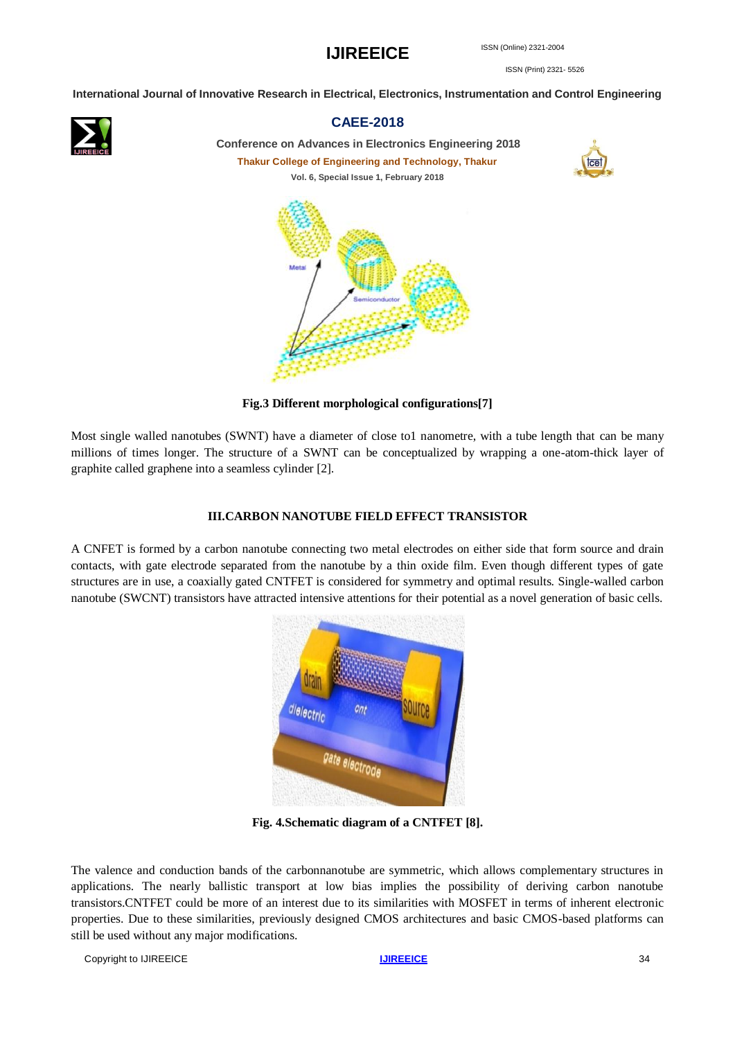Fig.3 Different morphological configurations[7]

Most single walled nanotubes (SWNT) have a diameter of close to1 nanometre, with a tube length that can be many millions of times longer. The structure of a SWNT can be conceptualized by wrapping a one-atom-thick layer of graphite called graphene into a seamless cylinder [2].

## III.CARBON NANOTUBE FIELD EFFECT TRANSISTOR

A CNFET is formed by a carbon nanotube connecting two metal electrodes on either side that form source and drain contacts, with gate electrode separated from the nanotube by a thin oxide film. Even though different types of gate structures are in use, a coaxially gated CNTFET is considered for symmetry and optimal results. Single-walled carbon nanotube (SWCNT) transistors have attracted intensive attentions for their potential as a novel generation of basic cells.

Fig. 4.Schematic diagram of a CNTFET [8].

The valence and conduction bands of the carbonnanotube are symmetric, which allows complementary structures in applications. The nearly ballistic transport at low bias implies the possibility of deriving carbon nanotube transistors.CNTFET could be more of an interest due to its similarities with MOSFET in terms of inherent electronic properties. Due to these similarities, previously designed CMOS architectures and basic CMOS-based platforms can still be used without any major modifications.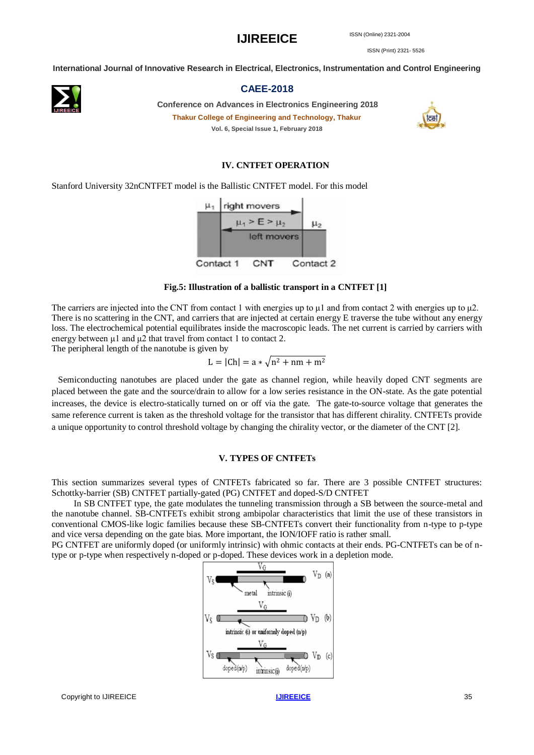## IV. CNTFET OPERATION

Stanford University 32nCNTFET model is the Ballistic CNTFET model. For this model

**Fig.5: Illustration of a ballistic transport in a CNTFET [1]**

The carriers are injected into the CNT from contact 1 with energies up to $\mu 1$ and from contact 2 with energies up to $\mu 2$. There is no scattering in the CNT, and carriers that are injected at certain energy E traverse the tube without any energy loss. The electrochemical potential equilibrates inside the macroscopic leads. The net current is carried by carriers with energy between $\mu 1$ and $\mu 2$ that travel from contact 1 to contact 2.
The peripheral length of the nanotube is given by

$$L = |Ch| = a * \sqrt{n^2 + nm + m^2}$$

Semiconducting nanotubes are placed under the gate as channel region, while heavily doped CNT segments are placed between the gate and the source/drain to allow for a low series resistance in the ON-state. As the gate potential increases, the device is electro-statically turned on or off via the gate. The gate-to-source voltage that generates the same reference current is taken as the threshold voltage for the transistor that has different chirality. CNTFETs provide a unique opportunity to control threshold voltage by changing the chirality vector, or the diameter of the CNT [2].

## V. TYPES OF CNTFETs

This section summarizes several types of CNTFETs fabricated so far. There are 3 possible CNTFET structures: Schottky-barrier (SB) CNTFET partially-gated (PG) CNTFET and doped-S/D CNTFET

In SB CNTFET type, the gate modulates the tunneling transmission through a SB between the source-metal and the nanotube channel. SB-CNTFETs exhibit strong ambipolar characteristics that limit the use of these transistors in conventional CMOS-like logic families because these SB-CNTFETs convert their functionality from n-type to p-type and vice versa depending on the gate bias. More important, the ION/IOFF ratio is rather small.

PG CNTFET are uniformly doped (or uniformly intrinsic) with ohmic contacts at their ends. PG-CNTFETs can be of n-type or p-type when respectively n-doped or p-doped. These devices work in a depletion mode.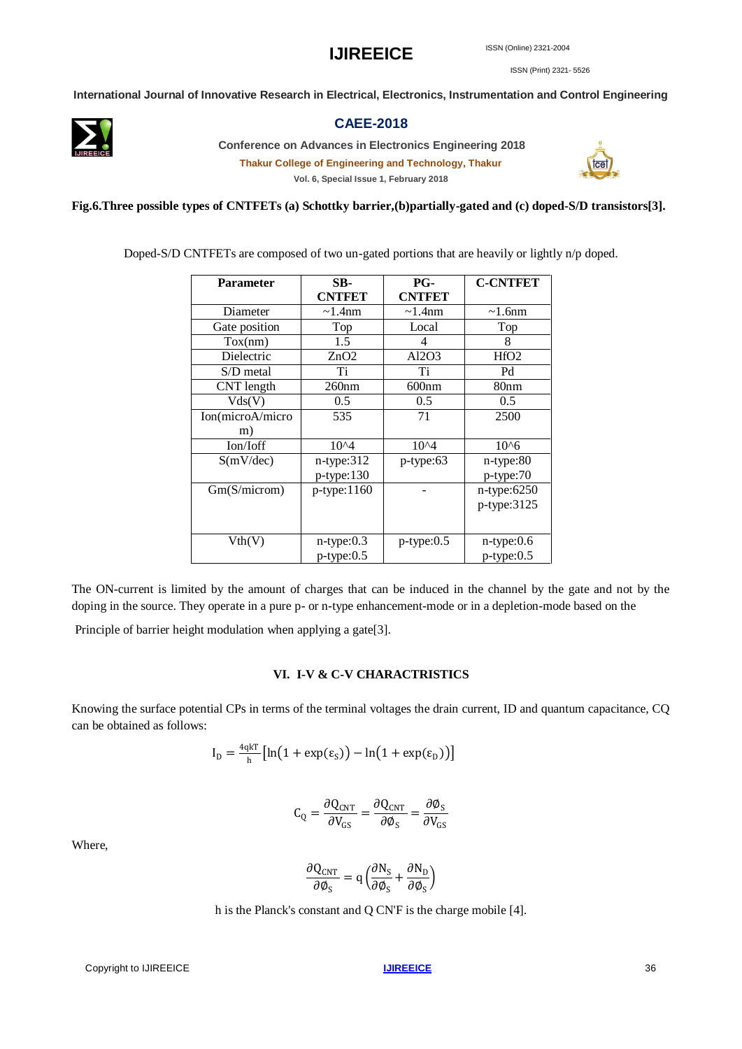**Fig.6.Three possible types of CNTFETs (a) Schottky barrier,(b)partially-gated and (c) doped-S/D transistors[3].**

Doped-S/D CNTFETs are composed of two un-gated portions that are heavily or lightly n/p doped.

| Parameter | SB-CNTFET | PG-CNTFET | C-CNTFET |
|---|---|---|---|
| Diameter | ~1.4nm | ~1.4nm | ~1.6nm |
| Gate position | Top | Local | Top |
| Tox(nm) | 1.5 | 4 | 8 |
| Dielectric | ZnO2 | Al2O3 | HfO2 |
| S/D metal | Ti | Ti | Pd |
| CNT length | 260nm | 600nm | 80nm |
| Vds(V) | 0.5 | 0.5 | 0.5 |
| Ion(microA/micro m) | 535 | 71 | 2500 |
| Ion/Ioff | 10^4 | 10^4 | 10^6 |
| S(mV/dec) | n-type:312 p-type:130 | p-type:63 | n-type:80 p-type:70 |
| Gm(S/microm) | p-type:1160 | - | n-type:6250 p-type:3125 |
| Vth(V) | n-type:0.3 p-type:0.5 | p-type:0.5 | n-type:0.6 p-type:0.5 |

The ON-current is limited by the amount of charges that can be induced in the channel by the gate and not by the doping in the source. They operate in a pure p- or n-type enhancement-mode or in a depletion-mode based on the

Principle of barrier height modulation when applying a gate[3].

## VI. I-V & C-V CHARACTRISTICS

Knowing the surface potential CPs in terms of the terminal voltages the drain current, ID and quantum capacitance, CQ can be obtained as follows:

$$I_D = \frac{4qkT}{h}\left[\ln\left(1+\exp(\varepsilon_S)\right) - \ln\left(1+\exp(\varepsilon_D)\right)\right]$$

$$C_Q = \frac{\partial Q_{CNT}}{\partial V_{GS}} = \frac{\partial Q_{CNT}}{\partial \emptyset_S} = \frac{\partial \emptyset_S}{\partial V_{GS}}$$

Where,

$$\frac{\partial Q_{CNT}}{\partial \emptyset_S} = q\left(\frac{\partial N_S}{\partial \emptyset_S} + \frac{\partial N_D}{\partial \emptyset_S}\right)$$

h is the Planck's constant and Q CN'F is the charge mobile [4].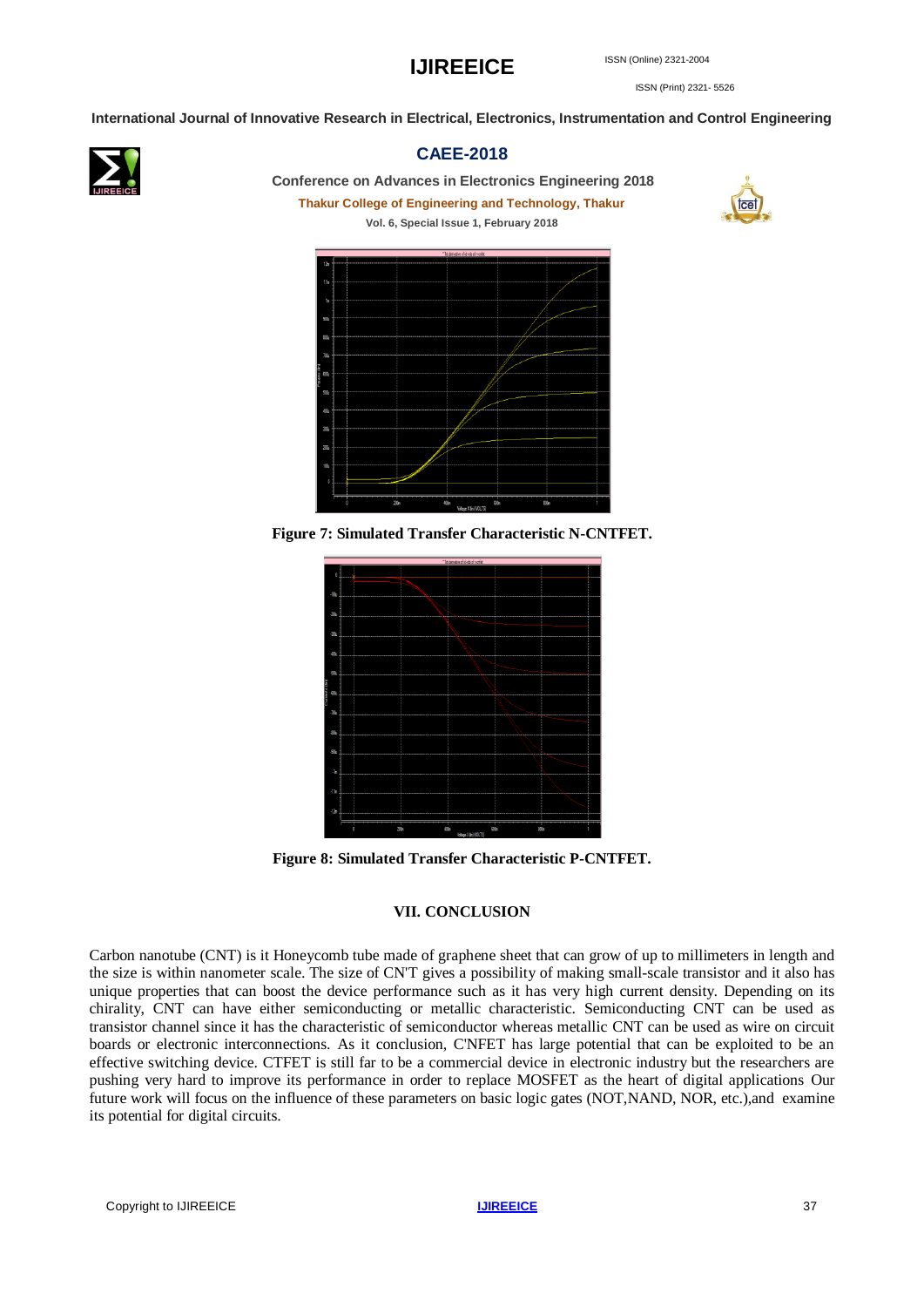Figure 7: Simulated Transfer Characteristic N-CNTFET.

Figure 8: Simulated Transfer Characteristic P-CNTFET.

## VII. CONCLUSION

Carbon nanotube (CNT) is it Honeycomb tube made of graphene sheet that can grow of up to millimeters in length and the size is within nanometer scale. The size of CN'T gives a possibility of making small-scale transistor and it also has unique properties that can boost the device performance such as it has very high current density. Depending on its chirality, CNT can have either semiconducting or metallic characteristic. Semiconducting CNT can be used as transistor channel since it has the characteristic of semiconductor whereas metallic CNT can be used as wire on circuit boards or electronic interconnections. As it conclusion, C'NFET has large potential that can be exploited to be an effective switching device. CTFET is still far to be a commercial device in electronic industry but the researchers are pushing very hard to improve its performance in order to replace MOSFET as the heart of digital applications Our future work will focus on the influence of these parameters on basic logic gates (NOT,NAND, NOR, etc.),and examine its potential for digital circuits.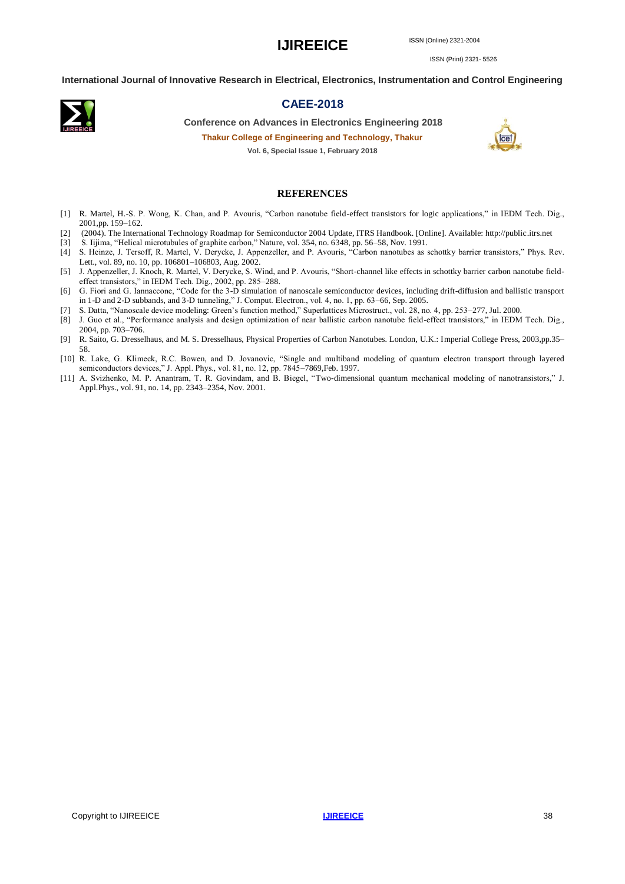## REFERENCES

[1] R. Martel, H.-S. P. Wong, K. Chan, and P. Avouris, "Carbon nanotube field-effect transistors for logic applications," in IEDM Tech. Dig., 2001,pp. 159–162.

[2] (2004). The International Technology Roadmap for Semiconductor 2004 Update, ITRS Handbook. [Online]. Available: http://public.itrs.net

[3] S. Iijima, "Helical microtubules of graphite carbon," Nature, vol. 354, no. 6348, pp. 56–58, Nov. 1991.

[4] S. Heinze, J. Tersoff, R. Martel, V. Derycke, J. Appenzeller, and P. Avouris, "Carbon nanotubes as schottky barrier transistors," Phys. Rev. Lett., vol. 89, no. 10, pp. 106801–106803, Aug. 2002.

[5] J. Appenzeller, J. Knoch, R. Martel, V. Derycke, S. Wind, and P. Avouris, "Short-channel like effects in schottky barrier carbon nanotube field-effect transistors," in IEDM Tech. Dig., 2002, pp. 285–288.

[6] G. Fiori and G. Iannaccone, "Code for the 3-D simulation of nanoscale semiconductor devices, including drift-diffusion and ballistic transport in 1-D and 2-D subbands, and 3-D tunneling," J. Comput. Electron., vol. 4, no. 1, pp. 63–66, Sep. 2005.

[7] S. Datta, "Nanoscale device modeling: Green's function method," Superlattices Microstruct., vol. 28, no. 4, pp. 253–277, Jul. 2000.

[8] J. Guo et al., "Performance analysis and design optimization of near ballistic carbon nanotube field-effect transistors," in IEDM Tech. Dig., 2004, pp. 703–706.

[9] R. Saito, G. Dresselhaus, and M. S. Dresselhaus, Physical Properties of Carbon Nanotubes. London, U.K.: Imperial College Press, 2003,pp.35–58.

[10] R. Lake, G. Klimeck, R.C. Bowen, and D. Jovanovic, "Single and multiband modeling of quantum electron transport through layered semiconductors devices," J. Appl. Phys., vol. 81, no. 12, pp. 7845–7869,Feb. 1997.

[11] A. Svizhenko, M. P. Anantram, T. R. Govindam, and B. Biegel, "Two-dimensional quantum mechanical modeling of nanotransistors," J. Appl.Phys., vol. 91, no. 14, pp. 2343–2354, Nov. 2001.